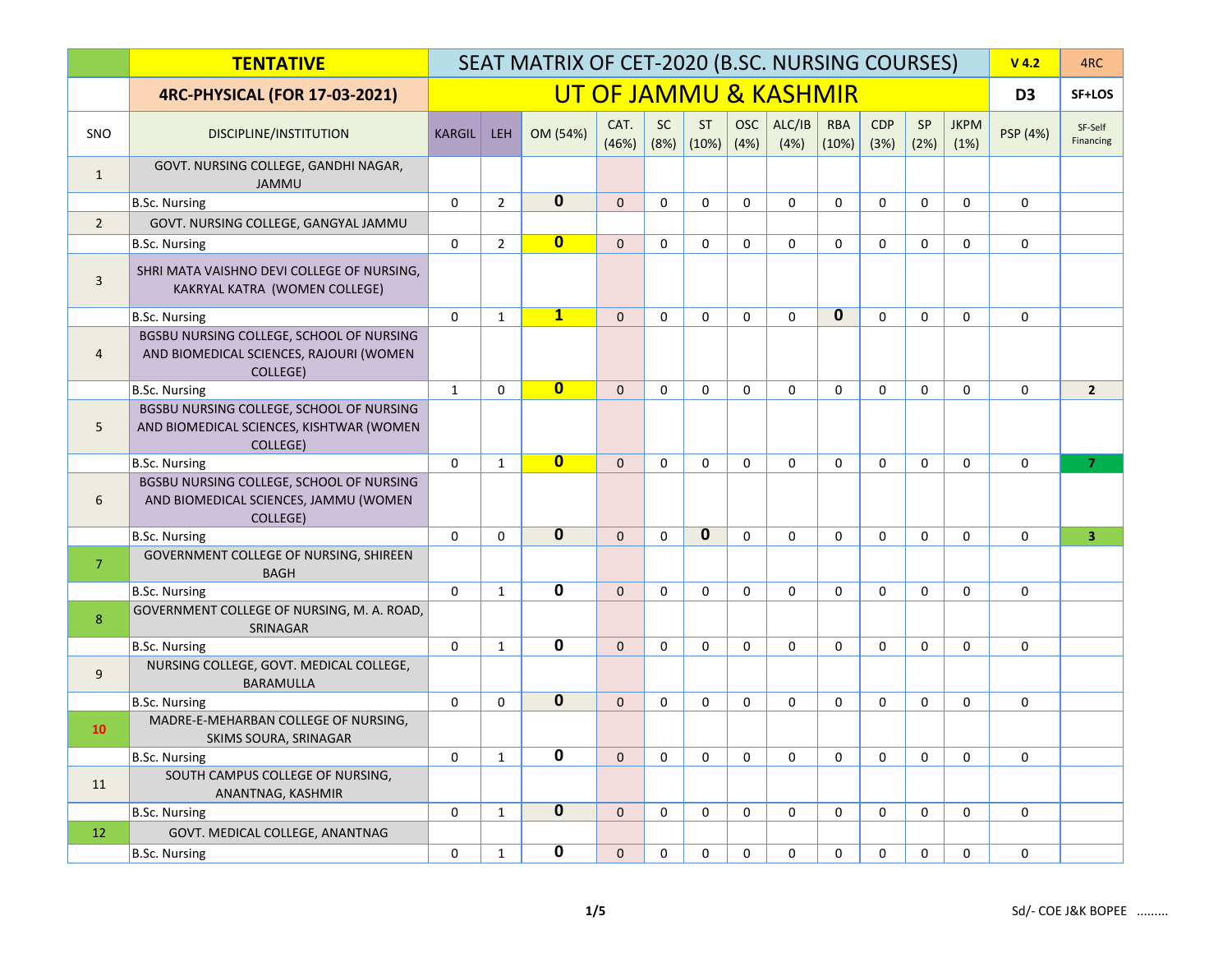| | TENTATIVE | SEAT MATRIX OF CET-2020 (B.SC. NURSING COURSES) | | | | | | | | | | | | V 4.2 | 4RC |
|---|---|---|---|---|---|---|---|---|---|---|---|---|---|---|---|
| | 4RC-PHYSICAL (FOR 17-03-2021) | UT OF JAMMU & KASHMIR | | | | | | | | | | | | D3 | SF+LOS |
| SNO | DISCIPLINE/INSTITUTION | KARGIL | LEH | OM (54%) | CAT. (46%) | SC (8%) | ST (10%) | OSC (4%) | ALC/IB (4%) | RBA (10%) | CDP (3%) | SP (2%) | JKPM (1%) | PSP (4%) | SF-Self Financing |
| 1 | GOVT. NURSING COLLEGE, GANDHI NAGAR, JAMMU | | | | | | | | | | | | | | |
| | B.Sc. Nursing | 0 | 2 | **0** | 0 | 0 | 0 | 0 | 0 | 0 | 0 | 0 | 0 | 0 | |
| 2 | GOVT. NURSING COLLEGE, GANGYAL JAMMU | | | | | | | | | | | | | | |
| | B.Sc. Nursing | 0 | 2 | **0** | 0 | 0 | 0 | 0 | 0 | 0 | 0 | 0 | 0 | 0 | |
| 3 | SHRI MATA VAISHNO DEVI COLLEGE OF NURSING, KAKRYAL KATRA (WOMEN COLLEGE) | | | | | | | | | | | | | | |
| | B.Sc. Nursing | 0 | 1 | **1** | 0 | 0 | 0 | 0 | 0 | **0** | 0 | 0 | 0 | 0 | |
| 4 | BGSBU NURSING COLLEGE, SCHOOL OF NURSING AND BIOMEDICAL SCIENCES, RAJOURI (WOMEN COLLEGE) | | | | | | | | | | | | | | |
| | B.Sc. Nursing | 1 | 0 | **0** | 0 | 0 | 0 | 0 | 0 | 0 | 0 | 0 | 0 | 0 | **2** |
| 5 | BGSBU NURSING COLLEGE, SCHOOL OF NURSING AND BIOMEDICAL SCIENCES, KISHTWAR (WOMEN COLLEGE) | | | | | | | | | | | | | | |
| | B.Sc. Nursing | 0 | 1 | **0** | 0 | 0 | 0 | 0 | 0 | 0 | 0 | 0 | 0 | 0 | **7** |
| 6 | BGSBU NURSING COLLEGE, SCHOOL OF NURSING AND BIOMEDICAL SCIENCES, JAMMU (WOMEN COLLEGE) | | | | | | | | | | | | | | |
| | B.Sc. Nursing | 0 | 0 | **0** | 0 | 0 | **0** | 0 | 0 | 0 | 0 | 0 | 0 | 0 | **3** |
| 7 | GOVERNMENT COLLEGE OF NURSING, SHIREEN BAGH | | | | | | | | | | | | | | |
| | B.Sc. Nursing | 0 | 1 | **0** | 0 | 0 | 0 | 0 | 0 | 0 | 0 | 0 | 0 | 0 | |
| 8 | GOVERNMENT COLLEGE OF NURSING, M. A. ROAD, SRINAGAR | | | | | | | | | | | | | | |
| | B.Sc. Nursing | 0 | 1 | **0** | 0 | 0 | 0 | 0 | 0 | 0 | 0 | 0 | 0 | 0 | |
| 9 | NURSING COLLEGE, GOVT. MEDICAL COLLEGE, BARAMULLA | | | | | | | | | | | | | | |
| | B.Sc. Nursing | 0 | 0 | **0** | 0 | 0 | 0 | 0 | 0 | 0 | 0 | 0 | 0 | 0 | |
| 10 | MADRE-E-MEHARBAN COLLEGE OF NURSING, SKIMS SOURA, SRINAGAR | | | | | | | | | | | | | | |
| | B.Sc. Nursing | 0 | 1 | **0** | 0 | 0 | 0 | 0 | 0 | 0 | 0 | 0 | 0 | 0 | |
| 11 | SOUTH CAMPUS COLLEGE OF NURSING, ANANTNAG, KASHMIR | | | | | | | | | | | | | | |
| | B.Sc. Nursing | 0 | 1 | **0** | 0 | 0 | 0 | 0 | 0 | 0 | 0 | 0 | 0 | 0 | |
| 12 | GOVT. MEDICAL COLLEGE, ANANTNAG | | | | | | | | | | | | | | |
| | B.Sc. Nursing | 0 | 1 | **0** | 0 | 0 | 0 | 0 | 0 | 0 | 0 | 0 | 0 | 0 | |

Sd/- COE J&K BOPEE .........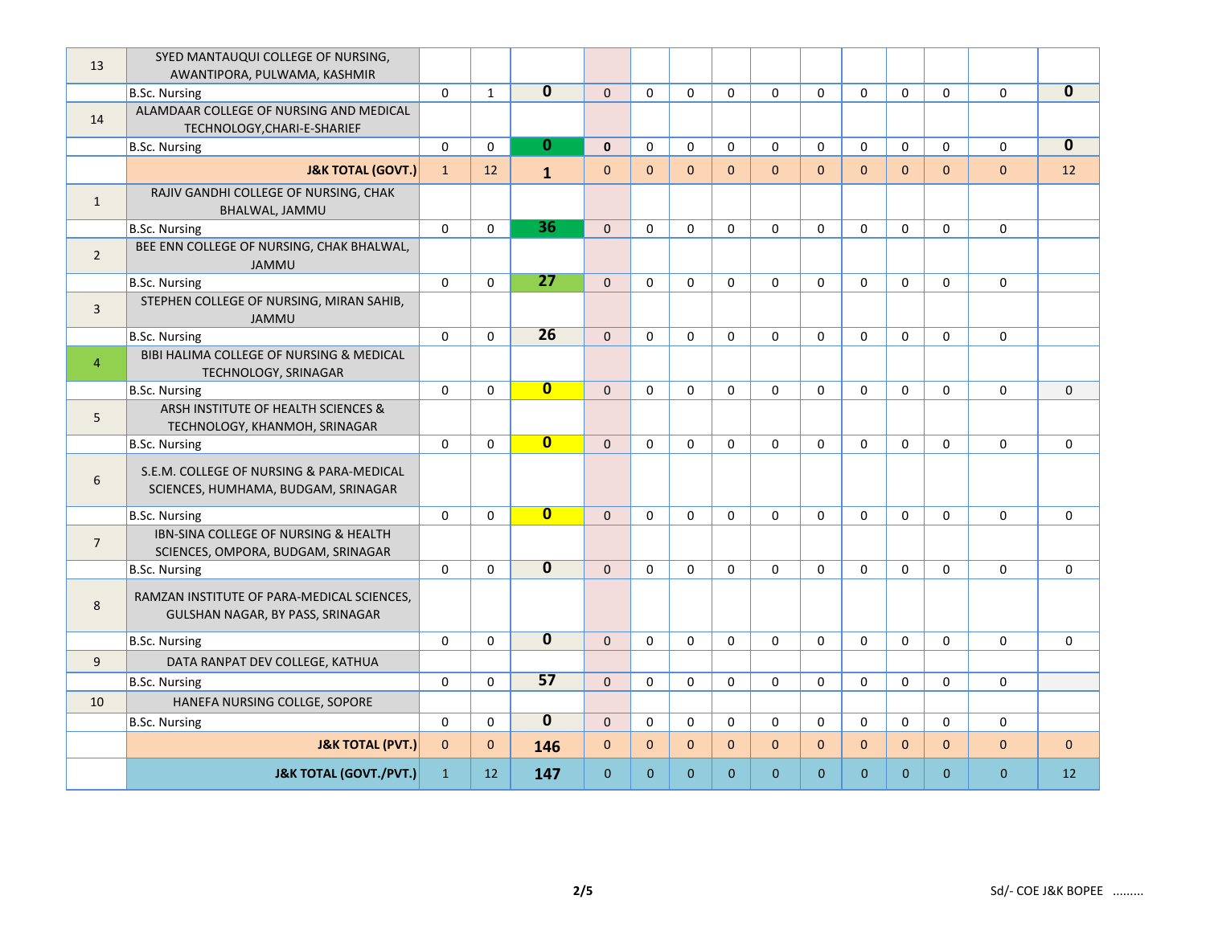| 13 | SYED MANTAUQUI COLLEGE OF NURSING, AWANTIPORA, PULWAMA, KASHMIR | | | | | | | | | | | | | |
|---|---|---|---|---|---|---|---|---|---|---|---|---|---|---|
| | B.Sc. Nursing | 0 | 1 | **0** | 0 | 0 | 0 | 0 | 0 | 0 | 0 | 0 | 0 | 0 | **0** |
| 14 | ALAMDAAR COLLEGE OF NURSING AND MEDICAL TECHNOLOGY,CHARI-E-SHARIEF | | | | | | | | | | | | | | |
| | B.Sc. Nursing | 0 | 0 | **0** | **0** | 0 | 0 | 0 | 0 | 0 | 0 | 0 | 0 | 0 | **0** |
| | **J&K TOTAL (GOVT.)** | 1 | 12 | **1** | 0 | 0 | 0 | 0 | 0 | 0 | 0 | 0 | 0 | 0 | 12 |
| 1 | RAJIV GANDHI COLLEGE OF NURSING, CHAK BHALWAL, JAMMU | | | | | | | | | | | | | | |
| | B.Sc. Nursing | 0 | 0 | **36** | 0 | 0 | 0 | 0 | 0 | 0 | 0 | 0 | 0 | 0 | |
| 2 | BEE ENN COLLEGE OF NURSING, CHAK BHALWAL, JAMMU | | | | | | | | | | | | | | |
| | B.Sc. Nursing | 0 | 0 | **27** | 0 | 0 | 0 | 0 | 0 | 0 | 0 | 0 | 0 | 0 | |
| 3 | STEPHEN COLLEGE OF NURSING, MIRAN SAHIB, JAMMU | | | | | | | | | | | | | | |
| | B.Sc. Nursing | 0 | 0 | **26** | 0 | 0 | 0 | 0 | 0 | 0 | 0 | 0 | 0 | 0 | |
| 4 | BIBI HALIMA COLLEGE OF NURSING & MEDICAL TECHNOLOGY, SRINAGAR | | | | | | | | | | | | | | |
| | B.Sc. Nursing | 0 | 0 | **0** | 0 | 0 | 0 | 0 | 0 | 0 | 0 | 0 | 0 | 0 | 0 |
| 5 | ARSH INSTITUTE OF HEALTH SCIENCES & TECHNOLOGY, KHANMOH, SRINAGAR | | | | | | | | | | | | | | |
| | B.Sc. Nursing | 0 | 0 | **0** | 0 | 0 | 0 | 0 | 0 | 0 | 0 | 0 | 0 | 0 | 0 |
| 6 | S.E.M. COLLEGE OF NURSING & PARA-MEDICAL SCIENCES, HUMHAMA, BUDGAM, SRINAGAR | | | | | | | | | | | | | | |
| | B.Sc. Nursing | 0 | 0 | **0** | 0 | 0 | 0 | 0 | 0 | 0 | 0 | 0 | 0 | 0 | 0 |
| 7 | IBN-SINA COLLEGE OF NURSING & HEALTH SCIENCES, OMPORA, BUDGAM, SRINAGAR | | | | | | | | | | | | | | |
| | B.Sc. Nursing | 0 | 0 | **0** | 0 | 0 | 0 | 0 | 0 | 0 | 0 | 0 | 0 | 0 | 0 |
| 8 | RAMZAN INSTITUTE OF PARA-MEDICAL SCIENCES, GULSHAN NAGAR, BY PASS, SRINAGAR | | | | | | | | | | | | | | |
| | B.Sc. Nursing | 0 | 0 | **0** | 0 | 0 | 0 | 0 | 0 | 0 | 0 | 0 | 0 | 0 | 0 |
| 9 | DATA RANPAT DEV COLLEGE, KATHUA | | | | | | | | | | | | | | |
| | B.Sc. Nursing | 0 | 0 | **57** | 0 | 0 | 0 | 0 | 0 | 0 | 0 | 0 | 0 | 0 | |
| 10 | HANEFA NURSING COLLGE, SOPORE | | | | | | | | | | | | | | |
| | B.Sc. Nursing | 0 | 0 | **0** | 0 | 0 | 0 | 0 | 0 | 0 | 0 | 0 | 0 | 0 | |
| | **J&K TOTAL (PVT.)** | 0 | 0 | **146** | 0 | 0 | 0 | 0 | 0 | 0 | 0 | 0 | 0 | 0 | 0 |
| | **J&K TOTAL (GOVT./PVT.)** | 1 | 12 | **147** | 0 | 0 | 0 | 0 | 0 | 0 | 0 | 0 | 0 | 0 | 12 |

Sd/- COE J&K BOPEE .........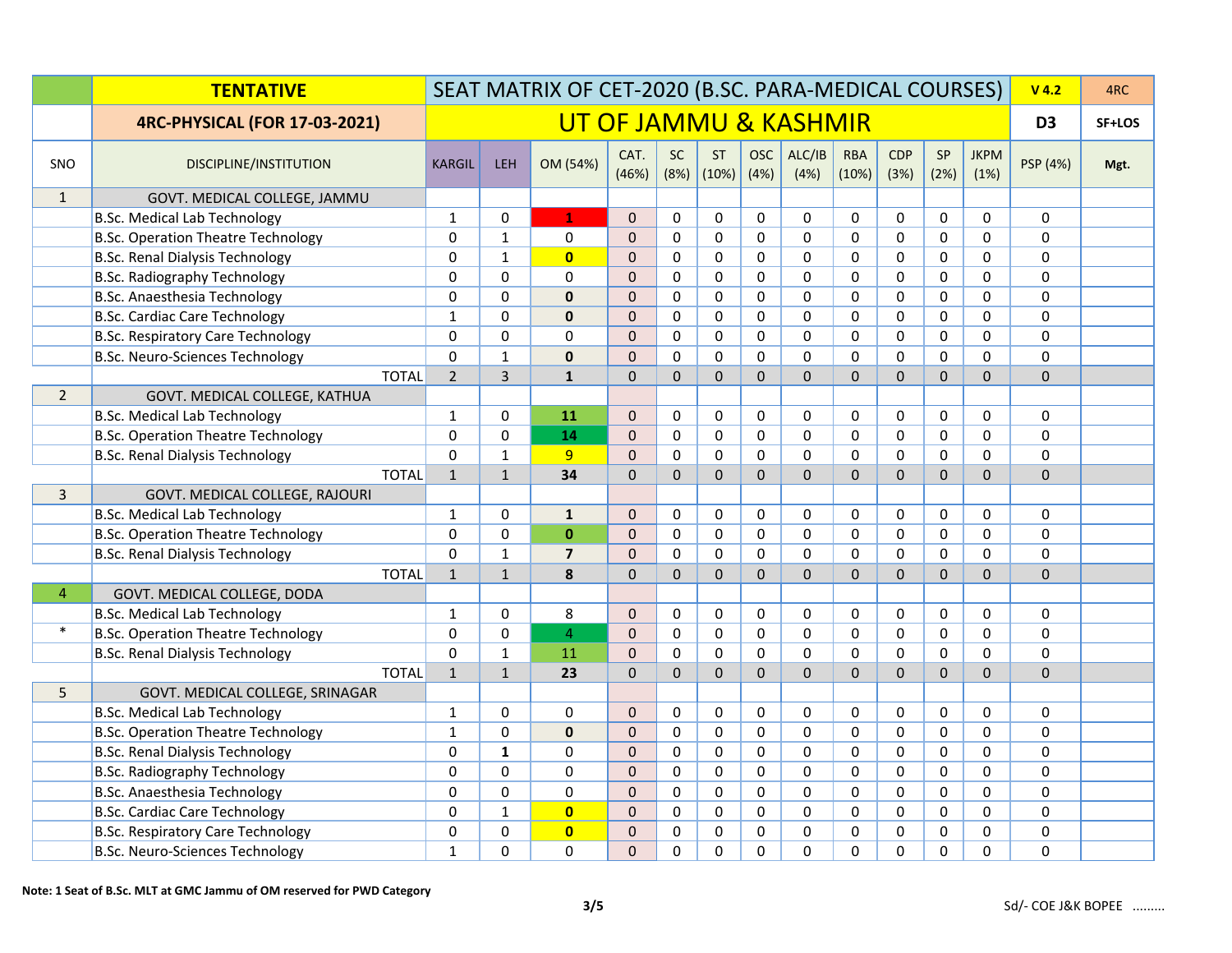| | TENTATIVE | SEAT MATRIX OF CET-2020 (B.SC. PARA-MEDICAL COURSES) | | | | | | | | | | | | | V 4.2 | 4RC |
|---|---|---|---|---|---|---|---|---|---|---|---|---|---|---|---|---|
| | 4RC-PHYSICAL (FOR 17-03-2021) | UT OF JAMMU & KASHMIR | | | | | | | | | | | | | D3 | SF+LOS |
| SNO | DISCIPLINE/INSTITUTION | KARGIL | LEH | OM (54%) | CAT. (46%) | SC (8%) | ST (10%) | OSC (4%) | ALC/IB (4%) | RBA (10%) | CDP (3%) | SP (2%) | JKPM (1%) | PSP (4%) | | Mgt. |
| 1 | GOVT. MEDICAL COLLEGE, JAMMU | | | | | | | | | | | | | | | |
| | B.Sc. Medical Lab Technology | 1 | 0 | 1 | 0 | 0 | 0 | 0 | 0 | 0 | 0 | 0 | 0 | 0 | | |
| | B.Sc. Operation Theatre Technology | 0 | 1 | 0 | 0 | 0 | 0 | 0 | 0 | 0 | 0 | 0 | 0 | 0 | | |
| | B.Sc. Renal Dialysis Technology | 0 | 1 | 0 | 0 | 0 | 0 | 0 | 0 | 0 | 0 | 0 | 0 | 0 | | |
| | B.Sc. Radiography Technology | 0 | 0 | 0 | 0 | 0 | 0 | 0 | 0 | 0 | 0 | 0 | 0 | 0 | | |
| | B.Sc. Anaesthesia Technology | 0 | 0 | 0 | 0 | 0 | 0 | 0 | 0 | 0 | 0 | 0 | 0 | 0 | | |
| | B.Sc. Cardiac Care Technology | 1 | 0 | 0 | 0 | 0 | 0 | 0 | 0 | 0 | 0 | 0 | 0 | 0 | | |
| | B.Sc. Respiratory Care Technology | 0 | 0 | 0 | 0 | 0 | 0 | 0 | 0 | 0 | 0 | 0 | 0 | 0 | | |
| | B.Sc. Neuro-Sciences Technology | 0 | 1 | 0 | 0 | 0 | 0 | 0 | 0 | 0 | 0 | 0 | 0 | 0 | | |
| | TOTAL | 2 | 3 | 1 | 0 | 0 | 0 | 0 | 0 | 0 | 0 | 0 | 0 | 0 | | |
| 2 | GOVT. MEDICAL COLLEGE, KATHUA | | | | | | | | | | | | | | | |
| | B.Sc. Medical Lab Technology | 1 | 0 | 11 | 0 | 0 | 0 | 0 | 0 | 0 | 0 | 0 | 0 | 0 | | |
| | B.Sc. Operation Theatre Technology | 0 | 0 | 14 | 0 | 0 | 0 | 0 | 0 | 0 | 0 | 0 | 0 | 0 | | |
| | B.Sc. Renal Dialysis Technology | 0 | 1 | 9 | 0 | 0 | 0 | 0 | 0 | 0 | 0 | 0 | 0 | 0 | | |
| | TOTAL | 1 | 1 | 34 | 0 | 0 | 0 | 0 | 0 | 0 | 0 | 0 | 0 | 0 | | |
| 3 | GOVT. MEDICAL COLLEGE, RAJOURI | | | | | | | | | | | | | | | |
| | B.Sc. Medical Lab Technology | 1 | 0 | 1 | 0 | 0 | 0 | 0 | 0 | 0 | 0 | 0 | 0 | 0 | | |
| | B.Sc. Operation Theatre Technology | 0 | 0 | 0 | 0 | 0 | 0 | 0 | 0 | 0 | 0 | 0 | 0 | 0 | | |
| | B.Sc. Renal Dialysis Technology | 0 | 1 | 7 | 0 | 0 | 0 | 0 | 0 | 0 | 0 | 0 | 0 | 0 | | |
| | TOTAL | 1 | 1 | 8 | 0 | 0 | 0 | 0 | 0 | 0 | 0 | 0 | 0 | 0 | | |
| 4 | GOVT. MEDICAL COLLEGE, DODA | | | | | | | | | | | | | | | |
| | B.Sc. Medical Lab Technology | 1 | 0 | 8 | 0 | 0 | 0 | 0 | 0 | 0 | 0 | 0 | 0 | 0 | | |
| * | B.Sc. Operation Theatre Technology | 0 | 0 | 4 | 0 | 0 | 0 | 0 | 0 | 0 | 0 | 0 | 0 | 0 | | |
| | B.Sc. Renal Dialysis Technology | 0 | 1 | 11 | 0 | 0 | 0 | 0 | 0 | 0 | 0 | 0 | 0 | 0 | | |
| | TOTAL | 1 | 1 | 23 | 0 | 0 | 0 | 0 | 0 | 0 | 0 | 0 | 0 | 0 | | |
| 5 | GOVT. MEDICAL COLLEGE, SRINAGAR | | | | | | | | | | | | | | | |
| | B.Sc. Medical Lab Technology | 1 | 0 | 0 | 0 | 0 | 0 | 0 | 0 | 0 | 0 | 0 | 0 | 0 | | |
| | B.Sc. Operation Theatre Technology | 1 | 0 | 0 | 0 | 0 | 0 | 0 | 0 | 0 | 0 | 0 | 0 | 0 | | |
| | B.Sc. Renal Dialysis Technology | 0 | 1 | 0 | 0 | 0 | 0 | 0 | 0 | 0 | 0 | 0 | 0 | 0 | | |
| | B.Sc. Radiography Technology | 0 | 0 | 0 | 0 | 0 | 0 | 0 | 0 | 0 | 0 | 0 | 0 | 0 | | |
| | B.Sc. Anaesthesia Technology | 0 | 0 | 0 | 0 | 0 | 0 | 0 | 0 | 0 | 0 | 0 | 0 | 0 | | |
| | B.Sc. Cardiac Care Technology | 0 | 1 | 0 | 0 | 0 | 0 | 0 | 0 | 0 | 0 | 0 | 0 | 0 | | |
| | B.Sc. Respiratory Care Technology | 0 | 0 | 0 | 0 | 0 | 0 | 0 | 0 | 0 | 0 | 0 | 0 | 0 | | |
| | B.Sc. Neuro-Sciences Technology | 1 | 0 | 0 | 0 | 0 | 0 | 0 | 0 | 0 | 0 | 0 | 0 | 0 | | |

**Note: 1 Seat of B.Sc. MLT at GMC Jammu of OM reserved for PWD Category**

Sd/- COE J&K BOPEE .........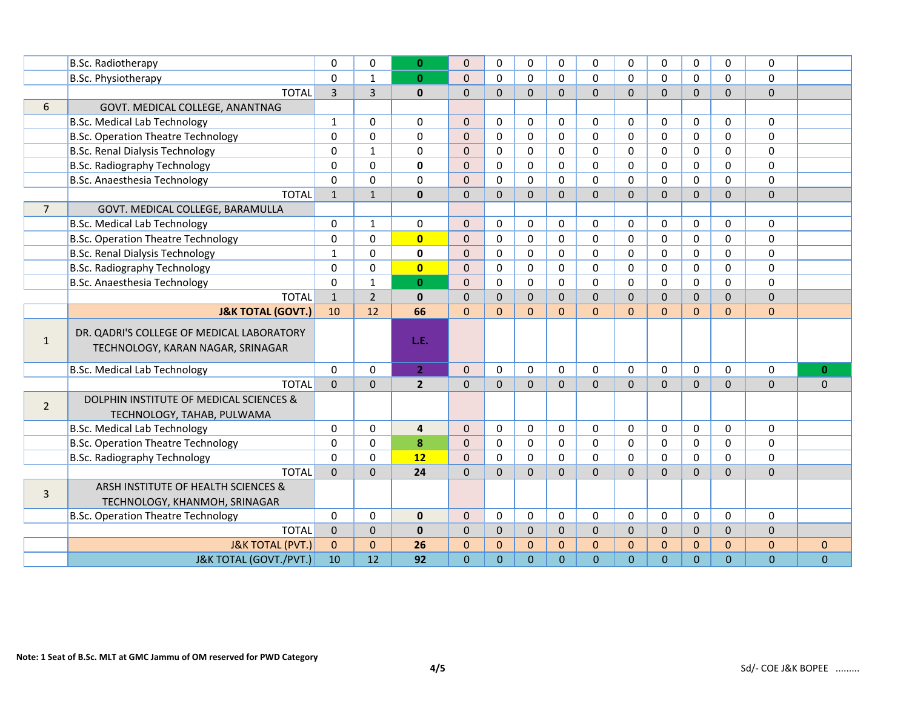| | | | | | | | | | | | | | | | |
|---|---|---|---|---|---|---|---|---|---|---|---|---|---|---|---|
| | B.Sc. Radiotherapy | 0 | 0 | **0** | 0 | 0 | 0 | 0 | 0 | 0 | 0 | 0 | 0 | 0 | |
| | B.Sc. Physiotherapy | 0 | 1 | **0** | 0 | 0 | 0 | 0 | 0 | 0 | 0 | 0 | 0 | 0 | |
| | TOTAL | 3 | 3 | **0** | 0 | 0 | 0 | 0 | 0 | 0 | 0 | 0 | 0 | 0 | |
| 6 | GOVT. MEDICAL COLLEGE, ANANTNAG | | | | | | | | | | | | | | |
| | B.Sc. Medical Lab Technology | 1 | 0 | 0 | 0 | 0 | 0 | 0 | 0 | 0 | 0 | 0 | 0 | 0 | |
| | B.Sc. Operation Theatre Technology | 0 | 0 | 0 | 0 | 0 | 0 | 0 | 0 | 0 | 0 | 0 | 0 | 0 | |
| | B.Sc. Renal Dialysis Technology | 0 | 1 | 0 | 0 | 0 | 0 | 0 | 0 | 0 | 0 | 0 | 0 | 0 | |
| | B.Sc. Radiography Technology | 0 | 0 | **0** | 0 | 0 | 0 | 0 | 0 | 0 | 0 | 0 | 0 | 0 | |
| | B.Sc. Anaesthesia Technology | 0 | 0 | 0 | 0 | 0 | 0 | 0 | 0 | 0 | 0 | 0 | 0 | 0 | |
| | TOTAL | 1 | 1 | **0** | 0 | 0 | 0 | 0 | 0 | 0 | 0 | 0 | 0 | 0 | |
| 7 | GOVT. MEDICAL COLLEGE, BARAMULLA | | | | | | | | | | | | | | |
| | B.Sc. Medical Lab Technology | 0 | 1 | 0 | 0 | 0 | 0 | 0 | 0 | 0 | 0 | 0 | 0 | 0 | |
| | B.Sc. Operation Theatre Technology | 0 | 0 | **0** | 0 | 0 | 0 | 0 | 0 | 0 | 0 | 0 | 0 | 0 | |
| | B.Sc. Renal Dialysis Technology | 1 | 0 | **0** | 0 | 0 | 0 | 0 | 0 | 0 | 0 | 0 | 0 | 0 | |
| | B.Sc. Radiography Technology | 0 | 0 | **0** | 0 | 0 | 0 | 0 | 0 | 0 | 0 | 0 | 0 | 0 | |
| | B.Sc. Anaesthesia Technology | 0 | 1 | **0** | 0 | 0 | 0 | 0 | 0 | 0 | 0 | 0 | 0 | 0 | |
| | TOTAL | 1 | 2 | **0** | 0 | 0 | 0 | 0 | 0 | 0 | 0 | 0 | 0 | 0 | |
| | **J&K TOTAL (GOVT.)** | 10 | 12 | **66** | 0 | 0 | 0 | 0 | 0 | 0 | 0 | 0 | 0 | 0 | |
| 1 | DR. QADRI'S COLLEGE OF MEDICAL LABORATORY TECHNOLOGY, KARAN NAGAR, SRINAGAR | | | L.E. | | | | | | | | | | | |
| | B.Sc. Medical Lab Technology | 0 | 0 | **2** | 0 | 0 | 0 | 0 | 0 | 0 | 0 | 0 | 0 | 0 | **0** |
| | TOTAL | 0 | 0 | **2** | 0 | 0 | 0 | 0 | 0 | 0 | 0 | 0 | 0 | 0 | 0 |
| 2 | DOLPHIN INSTITUTE OF MEDICAL SCIENCES & TECHNOLOGY, TAHAB, PULWAMA | | | | | | | | | | | | | | |
| | B.Sc. Medical Lab Technology | 0 | 0 | **4** | 0 | 0 | 0 | 0 | 0 | 0 | 0 | 0 | 0 | 0 | |
| | B.Sc. Operation Theatre Technology | 0 | 0 | **8** | 0 | 0 | 0 | 0 | 0 | 0 | 0 | 0 | 0 | 0 | |
| | B.Sc. Radiography Technology | 0 | 0 | **12** | 0 | 0 | 0 | 0 | 0 | 0 | 0 | 0 | 0 | 0 | |
| | TOTAL | 0 | 0 | **24** | 0 | 0 | 0 | 0 | 0 | 0 | 0 | 0 | 0 | 0 | |
| 3 | ARSH INSTITUTE OF HEALTH SCIENCES & TECHNOLOGY, KHANMOH, SRINAGAR | | | | | | | | | | | | | | |
| | B.Sc. Operation Theatre Technology | 0 | 0 | **0** | 0 | 0 | 0 | 0 | 0 | 0 | 0 | 0 | 0 | 0 | |
| | TOTAL | 0 | 0 | **0** | 0 | 0 | 0 | 0 | 0 | 0 | 0 | 0 | 0 | 0 | |
| | J&K TOTAL (PVT.) | 0 | 0 | **26** | 0 | 0 | 0 | 0 | 0 | 0 | 0 | 0 | 0 | 0 | 0 |
| | J&K TOTAL (GOVT./PVT.) | 10 | 12 | **92** | 0 | 0 | 0 | 0 | 0 | 0 | 0 | 0 | 0 | 0 | 0 |

**Note: 1 Seat of B.Sc. MLT at GMC Jammu of OM reserved for PWD Category**

Sd/- COE J&K BOPEE .........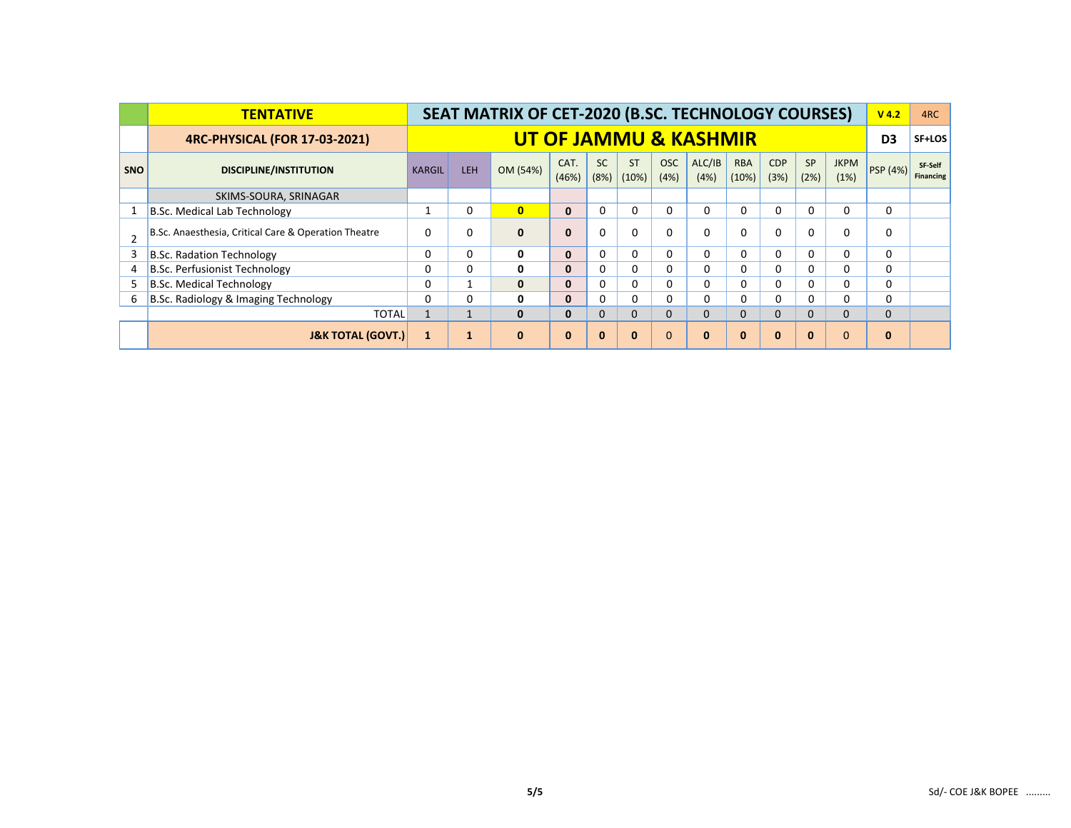| | TENTATIVE | SEAT MATRIX OF CET-2020 (B.SC. TECHNOLOGY COURSES) | | | | | | | | | | | | | V 4.2 | 4RC |
|---|---|---|---|---|---|---|---|---|---|---|---|---|---|---|---|---|
| | 4RC-PHYSICAL (FOR 17-03-2021) | UT OF JAMMU & KASHMIR | | | | | | | | | | | | | D3 | SF+LOS |
| SNO | DISCIPLINE/INSTITUTION | KARGIL | LEH | OM (54%) | CAT. (46%) | SC (8%) | ST (10%) | OSC (4%) | ALC/IB (4%) | RBA (10%) | CDP (3%) | SP (2%) | JKPM (1%) | PSP (4%) | SF-Self Financing | |
| | SKIMS-SOURA, SRINAGAR | | | | | | | | | | | | | | | |
| 1 | B.Sc. Medical Lab Technology | 1 | 0 | **0** | **0** | 0 | 0 | 0 | 0 | 0 | 0 | 0 | 0 | 0 | | |
| 2 | B.Sc. Anaesthesia, Critical Care & Operation Theatre | 0 | 0 | **0** | **0** | 0 | 0 | 0 | 0 | 0 | 0 | 0 | 0 | 0 | | |
| 3 | B.Sc. Radiation Technology | 0 | 0 | **0** | **0** | 0 | 0 | 0 | 0 | 0 | 0 | 0 | 0 | 0 | | |
| 4 | B.Sc. Perfusionist Technology | 0 | 0 | **0** | **0** | 0 | 0 | 0 | 0 | 0 | 0 | 0 | 0 | 0 | | |
| 5 | B.Sc. Medical Technology | 0 | 1 | **0** | **0** | 0 | 0 | 0 | 0 | 0 | 0 | 0 | 0 | 0 | | |
| 6 | B.Sc. Radiology & Imaging Technology | 0 | 0 | **0** | **0** | 0 | 0 | 0 | 0 | 0 | 0 | 0 | 0 | 0 | | |
| | TOTAL | 1 | 1 | **0** | **0** | 0 | 0 | 0 | 0 | 0 | 0 | 0 | 0 | 0 | | |
| | **J&K TOTAL (GOVT.)** | **1** | **1** | **0** | **0** | **0** | **0** | 0 | **0** | **0** | **0** | **0** | 0 | **0** | | |

Sd/- COE J&K BOPEE .........